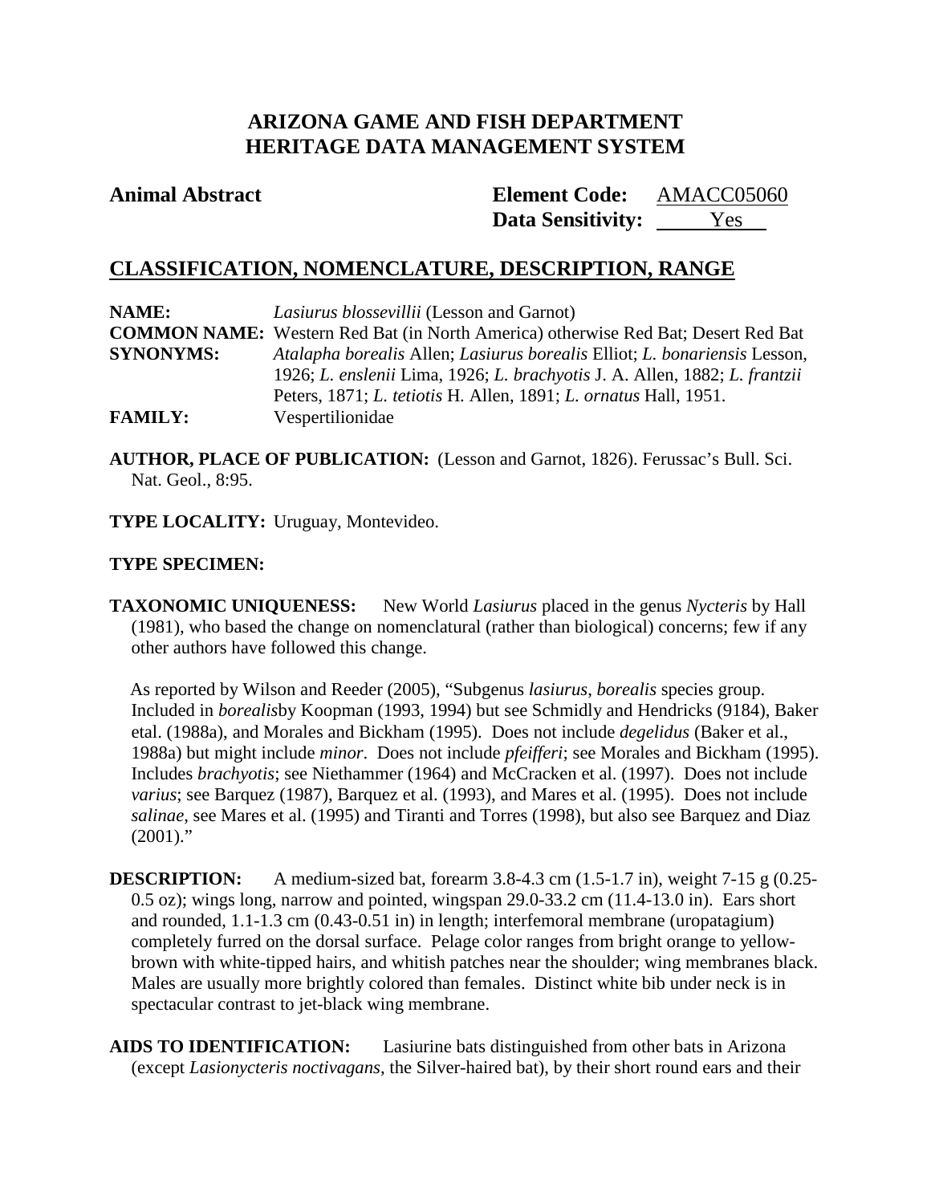# ARIZONA GAME AND FISH DEPARTMENT
# HERITAGE DATA MANAGEMENT SYSTEM

**Animal Abstract** **Element Code:** AMACC05060
**Data Sensitivity:** Yes

## CLASSIFICATION, NOMENCLATURE, DESCRIPTION, RANGE

**NAME:** *Lasiurus blossevillii* (Lesson and Garnot)
**COMMON NAME:** Western Red Bat (in North America) otherwise Red Bat; Desert Red Bat
**SYNONYMS:** *Atalapha borealis* Allen; *Lasiurus borealis* Elliot; *L. bonariensis* Lesson, 1926; *L. enslenii* Lima, 1926; *L. brachyotis* J. A. Allen, 1882; *L. frantzii* Peters, 1871; *L. tetiotis* H. Allen, 1891; *L. ornatus* Hall, 1951.
**FAMILY:** Vespertilionidae

**AUTHOR, PLACE OF PUBLICATION:** (Lesson and Garnot, 1826). Ferussac's Bull. Sci. Nat. Geol., 8:95.

**TYPE LOCALITY:** Uruguay, Montevideo.

**TYPE SPECIMEN:**

**TAXONOMIC UNIQUENESS:** New World *Lasiurus* placed in the genus *Nycteris* by Hall (1981), who based the change on nomenclatural (rather than biological) concerns; few if any other authors have followed this change.

As reported by Wilson and Reeder (2005), "Subgenus *lasiurus*, *borealis* species group. Included in *borealis*by Koopman (1993, 1994) but see Schmidly and Hendricks (9184), Baker etal. (1988a), and Morales and Bickham (1995). Does not include *degelidus* (Baker et al., 1988a) but might include *minor*. Does not include *pfeifferi*; see Morales and Bickham (1995). Includes *brachyotis*; see Niethammer (1964) and McCracken et al. (1997). Does not include *varius*; see Barquez (1987), Barquez et al. (1993), and Mares et al. (1995). Does not include *salinae*, see Mares et al. (1995) and Tiranti and Torres (1998), but also see Barquez and Diaz (2001)."

**DESCRIPTION:** A medium-sized bat, forearm 3.8-4.3 cm (1.5-1.7 in), weight 7-15 g (0.25-0.5 oz); wings long, narrow and pointed, wingspan 29.0-33.2 cm (11.4-13.0 in). Ears short and rounded, 1.1-1.3 cm (0.43-0.51 in) in length; interfemoral membrane (uropatagium) completely furred on the dorsal surface. Pelage color ranges from bright orange to yellow-brown with white-tipped hairs, and whitish patches near the shoulder; wing membranes black. Males are usually more brightly colored than females. Distinct white bib under neck is in spectacular contrast to jet-black wing membrane.

**AIDS TO IDENTIFICATION:** Lasiurine bats distinguished from other bats in Arizona (except *Lasionycteris noctivagans*, the Silver-haired bat), by their short round ears and their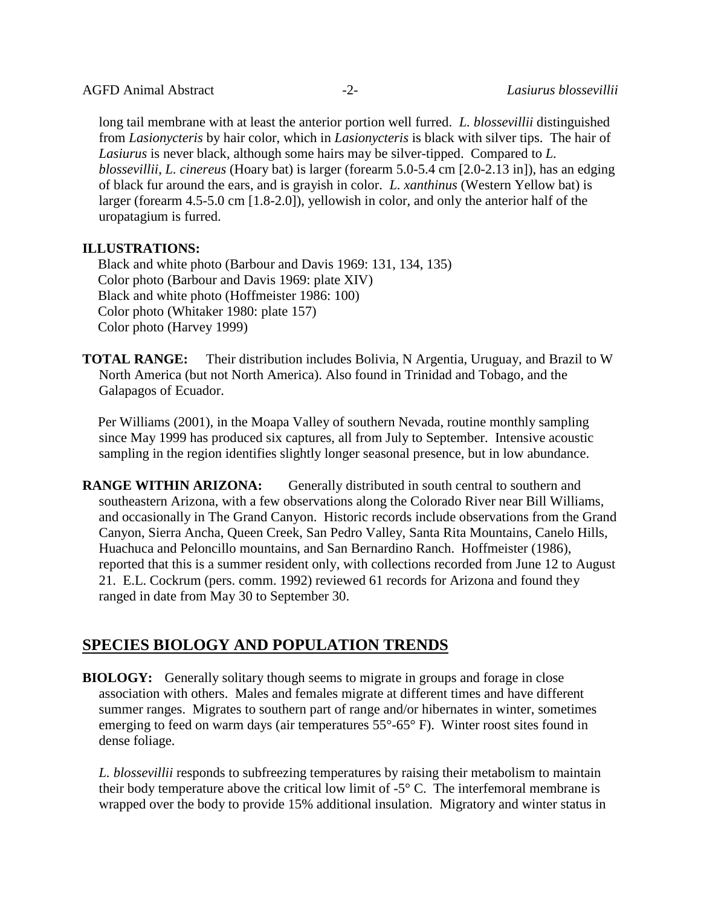long tail membrane with at least the anterior portion well furred. *L. blossevillii* distinguished from *Lasionycteris* by hair color, which in *Lasionycteris* is black with silver tips. The hair of *Lasiurus* is never black, although some hairs may be silver-tipped. Compared to *L. blossevillii*, *L. cinereus* (Hoary bat) is larger (forearm 5.0-5.4 cm [2.0-2.13 in]), has an edging of black fur around the ears, and is grayish in color. *L. xanthinus* (Western Yellow bat) is larger (forearm 4.5-5.0 cm [1.8-2.0]), yellowish in color, and only the anterior half of the uropatagium is furred.

**ILLUSTRATIONS:**

Black and white photo (Barbour and Davis 1969: 131, 134, 135)
Color photo (Barbour and Davis 1969: plate XIV)
Black and white photo (Hoffmeister 1986: 100)
Color photo (Whitaker 1980: plate 157)
Color photo (Harvey 1999)

**TOTAL RANGE:** Their distribution includes Bolivia, N Argentia, Uruguay, and Brazil to W North America (but not North America). Also found in Trinidad and Tobago, and the Galapagos of Ecuador.

Per Williams (2001), in the Moapa Valley of southern Nevada, routine monthly sampling since May 1999 has produced six captures, all from July to September. Intensive acoustic sampling in the region identifies slightly longer seasonal presence, but in low abundance.

**RANGE WITHIN ARIZONA:** Generally distributed in south central to southern and southeastern Arizona, with a few observations along the Colorado River near Bill Williams, and occasionally in The Grand Canyon. Historic records include observations from the Grand Canyon, Sierra Ancha, Queen Creek, San Pedro Valley, Santa Rita Mountains, Canelo Hills, Huachuca and Peloncillo mountains, and San Bernardino Ranch. Hoffmeister (1986), reported that this is a summer resident only, with collections recorded from June 12 to August 21. E.L. Cockrum (pers. comm. 1992) reviewed 61 records for Arizona and found they ranged in date from May 30 to September 30.

## SPECIES BIOLOGY AND POPULATION TRENDS

**BIOLOGY:** Generally solitary though seems to migrate in groups and forage in close association with others. Males and females migrate at different times and have different summer ranges. Migrates to southern part of range and/or hibernates in winter, sometimes emerging to feed on warm days (air temperatures 55°-65° F). Winter roost sites found in dense foliage.

*L. blossevillii* responds to subfreezing temperatures by raising their metabolism to maintain their body temperature above the critical low limit of -5° C. The interfemoral membrane is wrapped over the body to provide 15% additional insulation. Migratory and winter status in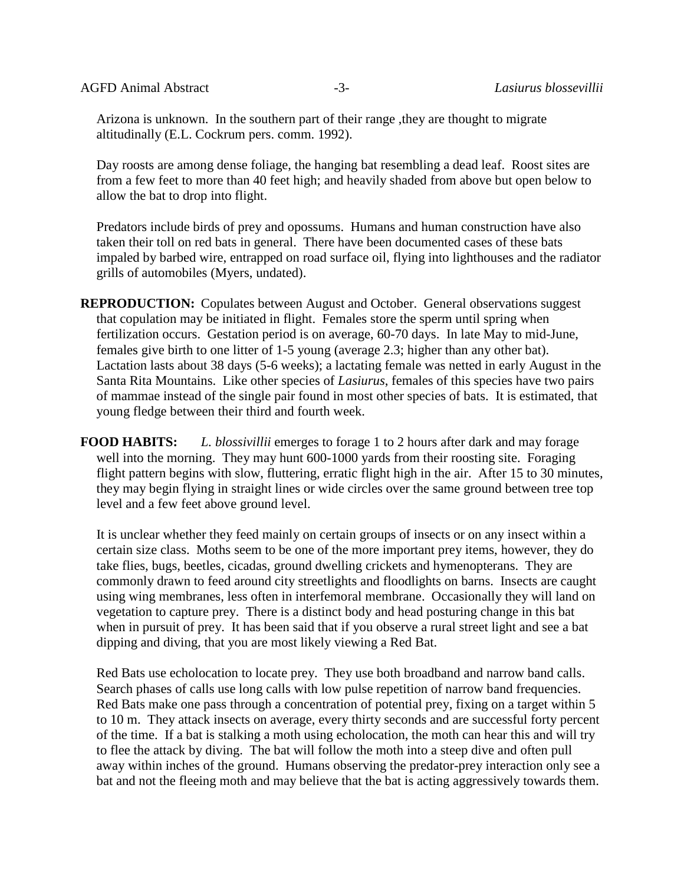Arizona is unknown. In the southern part of their range ,they are thought to migrate altitudinally (E.L. Cockrum pers. comm. 1992).

Day roosts are among dense foliage, the hanging bat resembling a dead leaf. Roost sites are from a few feet to more than 40 feet high; and heavily shaded from above but open below to allow the bat to drop into flight.

Predators include birds of prey and opossums. Humans and human construction have also taken their toll on red bats in general. There have been documented cases of these bats impaled by barbed wire, entrapped on road surface oil, flying into lighthouses and the radiator grills of automobiles (Myers, undated).

**REPRODUCTION:** Copulates between August and October. General observations suggest that copulation may be initiated in flight. Females store the sperm until spring when fertilization occurs. Gestation period is on average, 60-70 days. In late May to mid-June, females give birth to one litter of 1-5 young (average 2.3; higher than any other bat). Lactation lasts about 38 days (5-6 weeks); a lactating female was netted in early August in the Santa Rita Mountains. Like other species of *Lasiurus*, females of this species have two pairs of mammae instead of the single pair found in most other species of bats. It is estimated, that young fledge between their third and fourth week.

**FOOD HABITS:** *L. blossivillii* emerges to forage 1 to 2 hours after dark and may forage well into the morning. They may hunt 600-1000 yards from their roosting site. Foraging flight pattern begins with slow, fluttering, erratic flight high in the air. After 15 to 30 minutes, they may begin flying in straight lines or wide circles over the same ground between tree top level and a few feet above ground level.

It is unclear whether they feed mainly on certain groups of insects or on any insect within a certain size class. Moths seem to be one of the more important prey items, however, they do take flies, bugs, beetles, cicadas, ground dwelling crickets and hymenopterans. They are commonly drawn to feed around city streetlights and floodlights on barns. Insects are caught using wing membranes, less often in interfemoral membrane. Occasionally they will land on vegetation to capture prey. There is a distinct body and head posturing change in this bat when in pursuit of prey. It has been said that if you observe a rural street light and see a bat dipping and diving, that you are most likely viewing a Red Bat.

Red Bats use echolocation to locate prey. They use both broadband and narrow band calls. Search phases of calls use long calls with low pulse repetition of narrow band frequencies. Red Bats make one pass through a concentration of potential prey, fixing on a target within 5 to 10 m. They attack insects on average, every thirty seconds and are successful forty percent of the time. If a bat is stalking a moth using echolocation, the moth can hear this and will try to flee the attack by diving. The bat will follow the moth into a steep dive and often pull away within inches of the ground. Humans observing the predator-prey interaction only see a bat and not the fleeing moth and may believe that the bat is acting aggressively towards them.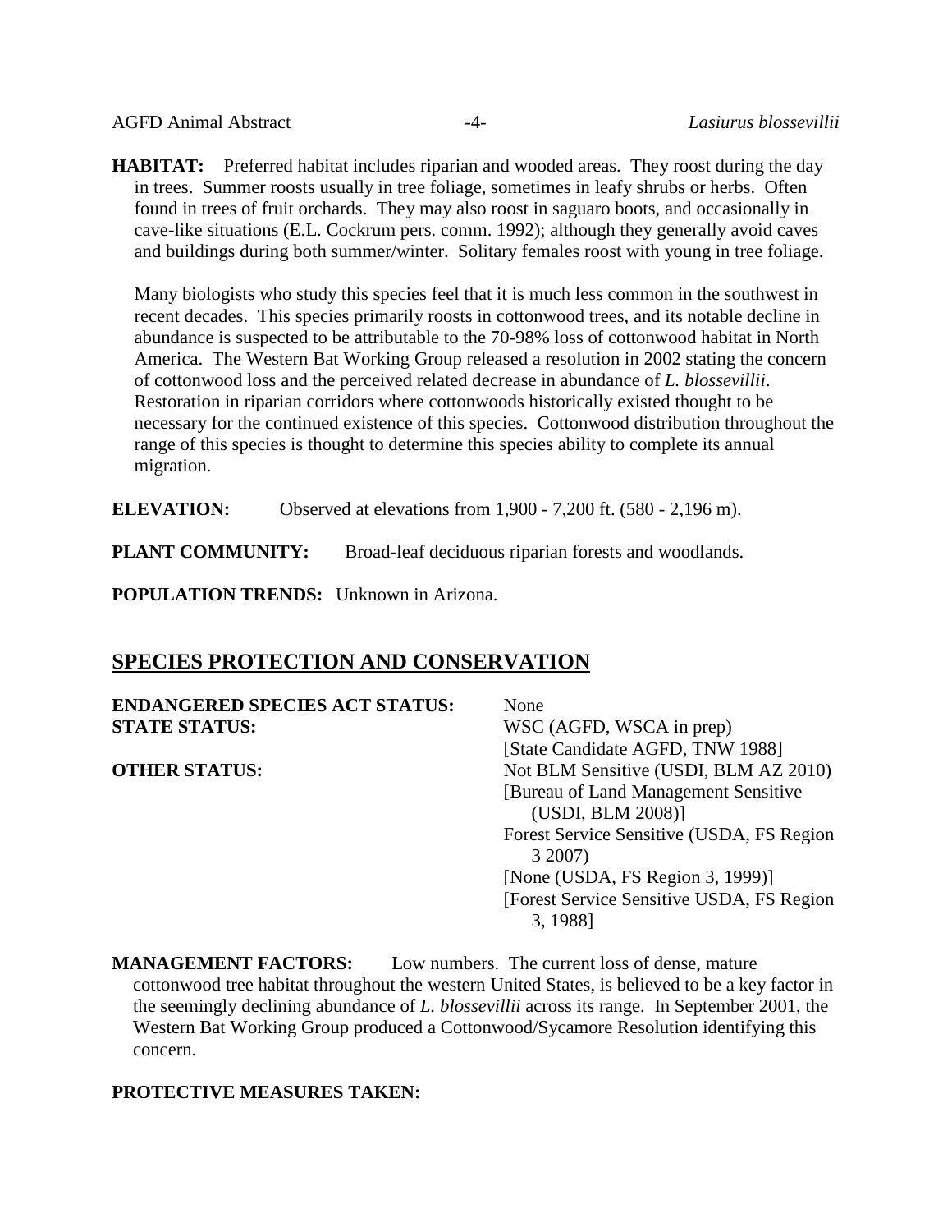**HABITAT:** Preferred habitat includes riparian and wooded areas. They roost during the day in trees. Summer roosts usually in tree foliage, sometimes in leafy shrubs or herbs. Often found in trees of fruit orchards. They may also roost in saguaro boots, and occasionally in cave-like situations (E.L. Cockrum pers. comm. 1992); although they generally avoid caves and buildings during both summer/winter. Solitary females roost with young in tree foliage.

Many biologists who study this species feel that it is much less common in the southwest in recent decades. This species primarily roosts in cottonwood trees, and its notable decline in abundance is suspected to be attributable to the 70-98% loss of cottonwood habitat in North America. The Western Bat Working Group released a resolution in 2002 stating the concern of cottonwood loss and the perceived related decrease in abundance of *L. blossevillii*. Restoration in riparian corridors where cottonwoods historically existed thought to be necessary for the continued existence of this species. Cottonwood distribution throughout the range of this species is thought to determine this species ability to complete its annual migration.

**ELEVATION:** Observed at elevations from 1,900 - 7,200 ft. (580 - 2,196 m).

**PLANT COMMUNITY:** Broad-leaf deciduous riparian forests and woodlands.

**POPULATION TRENDS:** Unknown in Arizona.

## SPECIES PROTECTION AND CONSERVATION

**ENDANGERED SPECIES ACT STATUS:** None

**STATE STATUS:** WSC (AGFD, WSCA in prep)
[State Candidate AGFD, TNW 1988]

**OTHER STATUS:** Not BLM Sensitive (USDI, BLM AZ 2010)
[Bureau of Land Management Sensitive (USDI, BLM 2008)]
Forest Service Sensitive (USDA, FS Region 3 2007)
[None (USDA, FS Region 3, 1999)]
[Forest Service Sensitive USDA, FS Region 3, 1988]

**MANAGEMENT FACTORS:** Low numbers. The current loss of dense, mature cottonwood tree habitat throughout the western United States, is believed to be a key factor in the seemingly declining abundance of *L. blossevillii* across its range. In September 2001, the Western Bat Working Group produced a Cottonwood/Sycamore Resolution identifying this concern.

**PROTECTIVE MEASURES TAKEN:**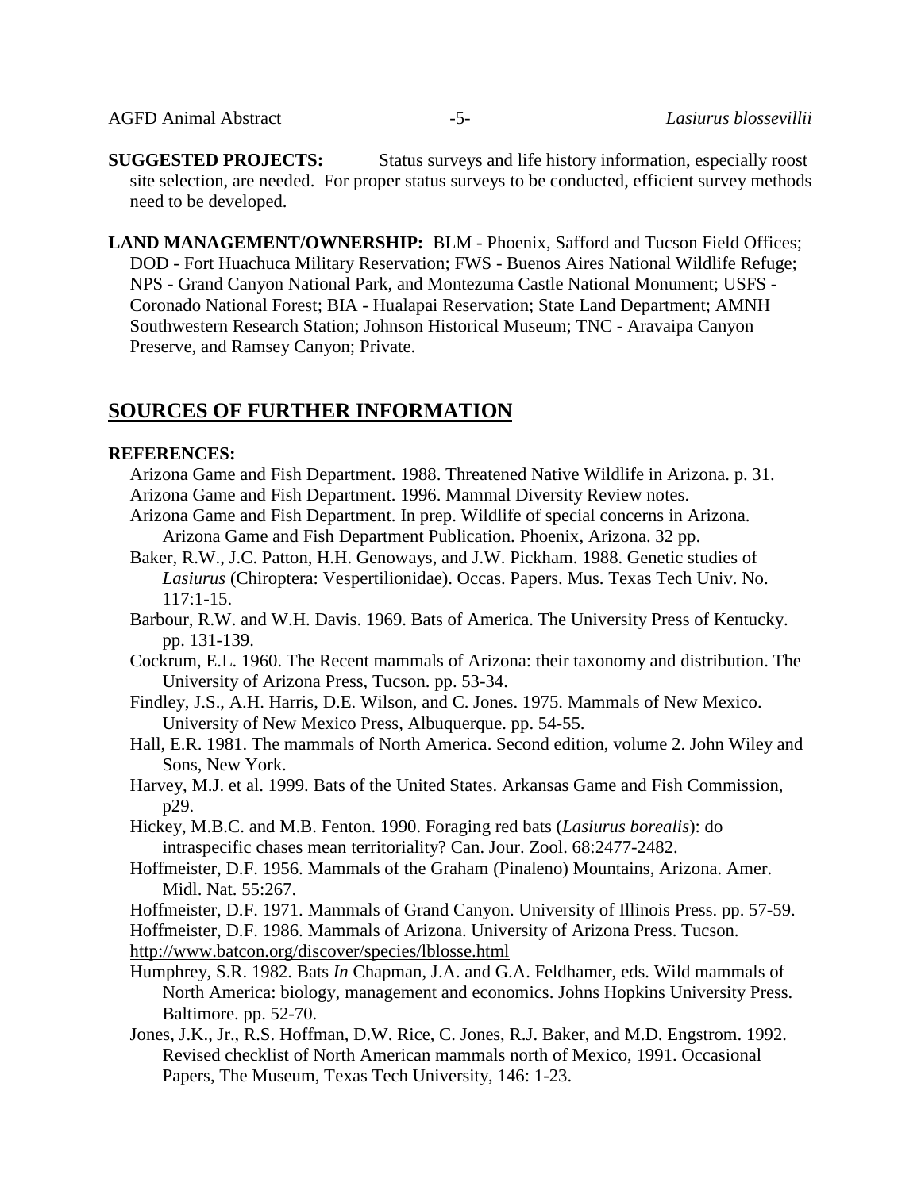**SUGGESTED PROJECTS:** Status surveys and life history information, especially roost site selection, are needed. For proper status surveys to be conducted, efficient survey methods need to be developed.

**LAND MANAGEMENT/OWNERSHIP:** BLM - Phoenix, Safford and Tucson Field Offices; DOD - Fort Huachuca Military Reservation; FWS - Buenos Aires National Wildlife Refuge; NPS - Grand Canyon National Park, and Montezuma Castle National Monument; USFS - Coronado National Forest; BIA - Hualapai Reservation; State Land Department; AMNH Southwestern Research Station; Johnson Historical Museum; TNC - Aravaipa Canyon Preserve, and Ramsey Canyon; Private.

## SOURCES OF FURTHER INFORMATION

**REFERENCES:**

Arizona Game and Fish Department. 1988. Threatened Native Wildlife in Arizona. p. 31.

Arizona Game and Fish Department. 1996. Mammal Diversity Review notes.

Arizona Game and Fish Department. In prep. Wildlife of special concerns in Arizona. Arizona Game and Fish Department Publication. Phoenix, Arizona. 32 pp.

Baker, R.W., J.C. Patton, H.H. Genoways, and J.W. Pickham. 1988. Genetic studies of *Lasiurus* (Chiroptera: Vespertilionidae). Occas. Papers. Mus. Texas Tech Univ. No. 117:1-15.

Barbour, R.W. and W.H. Davis. 1969. Bats of America. The University Press of Kentucky. pp. 131-139.

Cockrum, E.L. 1960. The Recent mammals of Arizona: their taxonomy and distribution. The University of Arizona Press, Tucson. pp. 53-34.

Findley, J.S., A.H. Harris, D.E. Wilson, and C. Jones. 1975. Mammals of New Mexico. University of New Mexico Press, Albuquerque. pp. 54-55.

Hall, E.R. 1981. The mammals of North America. Second edition, volume 2. John Wiley and Sons, New York.

Harvey, M.J. et al. 1999. Bats of the United States. Arkansas Game and Fish Commission, p29.

Hickey, M.B.C. and M.B. Fenton. 1990. Foraging red bats (*Lasiurus borealis*): do intraspecific chases mean territoriality? Can. Jour. Zool. 68:2477-2482.

Hoffmeister, D.F. 1956. Mammals of the Graham (Pinaleno) Mountains, Arizona. Amer. Midl. Nat. 55:267.

Hoffmeister, D.F. 1971. Mammals of Grand Canyon. University of Illinois Press. pp. 57-59.

Hoffmeister, D.F. 1986. Mammals of Arizona. University of Arizona Press. Tucson.

http://www.batcon.org/discover/species/lblosse.html

Humphrey, S.R. 1982. Bats *In* Chapman, J.A. and G.A. Feldhamer, eds. Wild mammals of North America: biology, management and economics. Johns Hopkins University Press. Baltimore. pp. 52-70.

Jones, J.K., Jr., R.S. Hoffman, D.W. Rice, C. Jones, R.J. Baker, and M.D. Engstrom. 1992. Revised checklist of North American mammals north of Mexico, 1991. Occasional Papers, The Museum, Texas Tech University, 146: 1-23.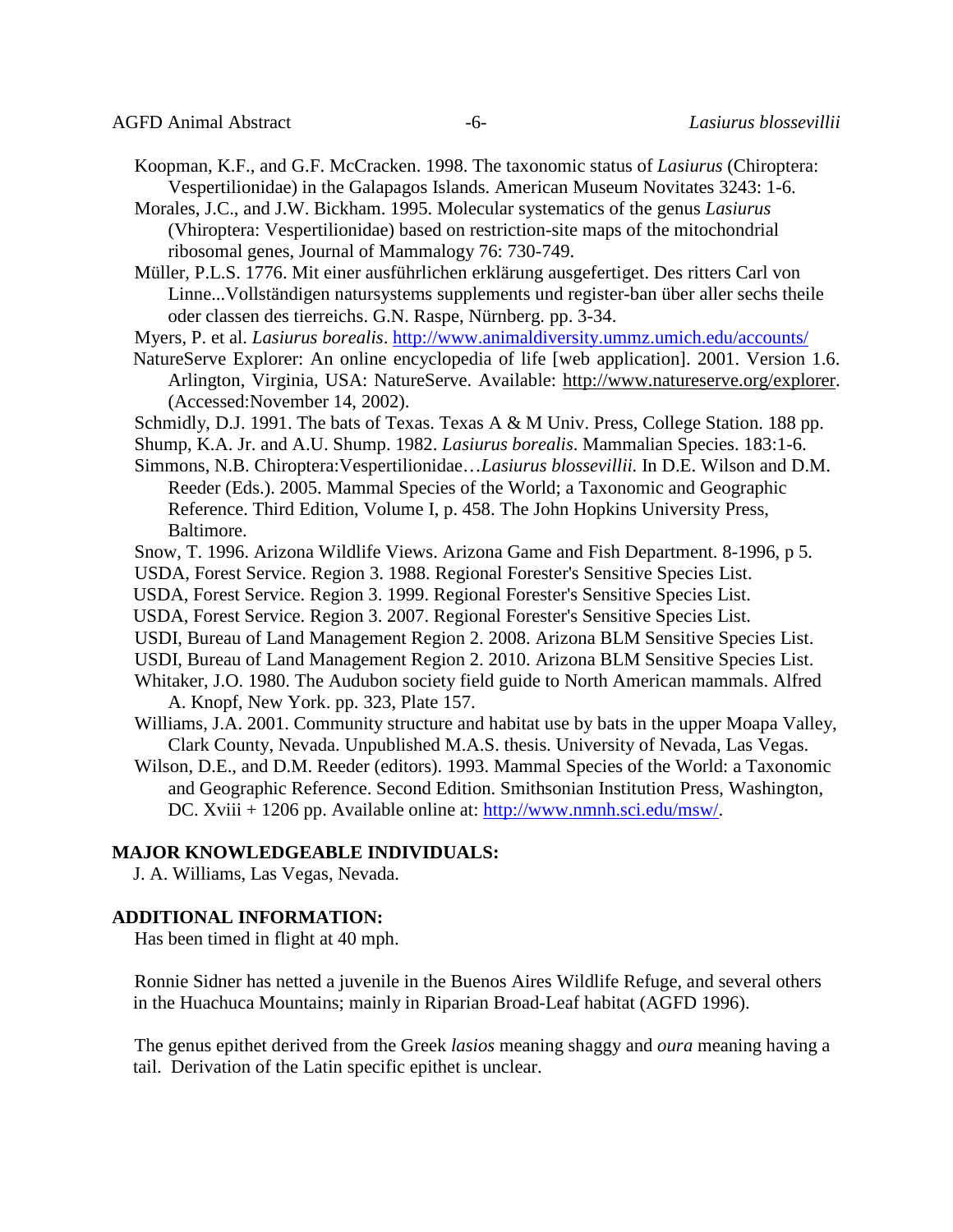Koopman, K.F., and G.F. McCracken. 1998. The taxonomic status of *Lasiurus* (Chiroptera: Vespertilionidae) in the Galapagos Islands. American Museum Novitates 3243: 1-6.

Morales, J.C., and J.W. Bickham. 1995. Molecular systematics of the genus *Lasiurus* (Vhiroptera: Vespertilionidae) based on restriction-site maps of the mitochondrial ribosomal genes, Journal of Mammalogy 76: 730-749.

Müller, P.L.S. 1776. Mit einer ausführlichen erklärung ausgefertiget. Des ritters Carl von Linne...Vollständigen natursystems supplements und register-ban über aller sechs theile oder classen des tierreichs. G.N. Raspe, Nürnberg. pp. 3-34.

Myers, P. et al. *Lasiurus borealis*. http://www.animaldiversity.ummz.umich.edu/accounts/

NatureServe Explorer: An online encyclopedia of life [web application]. 2001. Version 1.6. Arlington, Virginia, USA: NatureServe. Available: http://www.natureserve.org/explorer. (Accessed:November 14, 2002).

Schmidly, D.J. 1991. The bats of Texas. Texas A & M Univ. Press, College Station. 188 pp.

Shump, K.A. Jr. and A.U. Shump. 1982. *Lasiurus borealis*. Mammalian Species. 183:1-6.

Simmons, N.B. Chiroptera:Vespertilionidae…*Lasiurus blossevillii.* In D.E. Wilson and D.M. Reeder (Eds.). 2005. Mammal Species of the World; a Taxonomic and Geographic Reference. Third Edition, Volume I, p. 458. The John Hopkins University Press, Baltimore.

Snow, T. 1996. Arizona Wildlife Views. Arizona Game and Fish Department. 8-1996, p 5.

USDA, Forest Service. Region 3. 1988. Regional Forester's Sensitive Species List.

USDA, Forest Service. Region 3. 1999. Regional Forester's Sensitive Species List.

USDA, Forest Service. Region 3. 2007. Regional Forester's Sensitive Species List.

USDI, Bureau of Land Management Region 2. 2008. Arizona BLM Sensitive Species List.

USDI, Bureau of Land Management Region 2. 2010. Arizona BLM Sensitive Species List.

Whitaker, J.O. 1980. The Audubon society field guide to North American mammals. Alfred A. Knopf, New York. pp. 323, Plate 157.

Williams, J.A. 2001. Community structure and habitat use by bats in the upper Moapa Valley, Clark County, Nevada. Unpublished M.A.S. thesis. University of Nevada, Las Vegas.

Wilson, D.E., and D.M. Reeder (editors). 1993. Mammal Species of the World: a Taxonomic and Geographic Reference. Second Edition. Smithsonian Institution Press, Washington, DC. Xviii + 1206 pp. Available online at: http://www.nmnh.sci.edu/msw/.

**MAJOR KNOWLEDGEABLE INDIVIDUALS:**

J. A. Williams, Las Vegas, Nevada.

**ADDITIONAL INFORMATION:**

Has been timed in flight at 40 mph.

Ronnie Sidner has netted a juvenile in the Buenos Aires Wildlife Refuge, and several others in the Huachuca Mountains; mainly in Riparian Broad-Leaf habitat (AGFD 1996).

The genus epithet derived from the Greek *lasios* meaning shaggy and *oura* meaning having a tail. Derivation of the Latin specific epithet is unclear.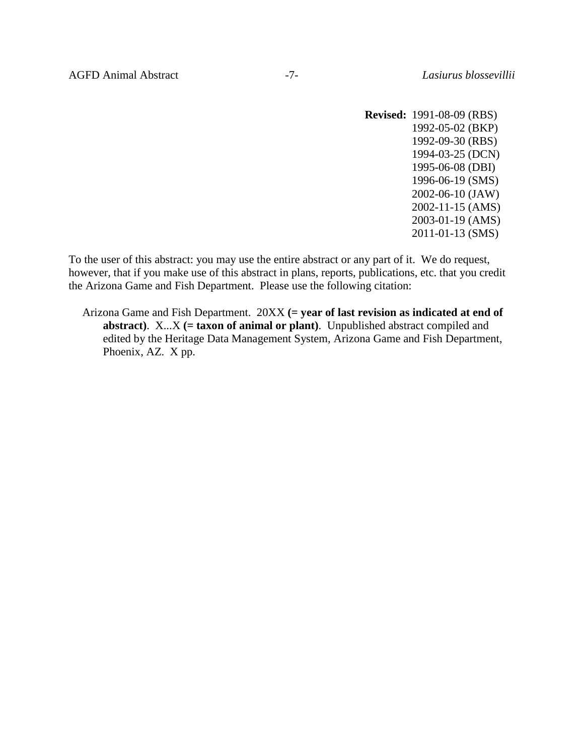**Revised:** 1991-08-09 (RBS)
1992-05-02 (BKP)
1992-09-30 (RBS)
1994-03-25 (DCN)
1995-06-08 (DBI)
1996-06-19 (SMS)
2002-06-10 (JAW)
2002-11-15 (AMS)
2003-01-19 (AMS)
2011-01-13 (SMS)

To the user of this abstract: you may use the entire abstract or any part of it. We do request, however, that if you make use of this abstract in plans, reports, publications, etc. that you credit the Arizona Game and Fish Department. Please use the following citation:

Arizona Game and Fish Department. 20XX **(= year of last revision as indicated at end of abstract)**. X...X **(= taxon of animal or plant)**. Unpublished abstract compiled and edited by the Heritage Data Management System, Arizona Game and Fish Department, Phoenix, AZ. X pp.